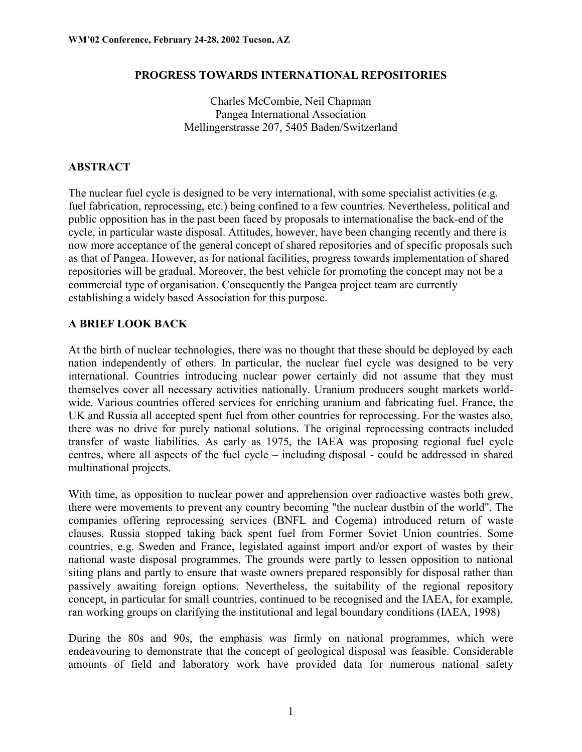# PROGRESS TOWARDS INTERNATIONAL REPOSITORIES

Charles McCombie, Neil Chapman
Pangea International Association
Mellingerstrasse 207, 5405 Baden/Switzerland

## ABSTRACT

The nuclear fuel cycle is designed to be very international, with some specialist activities (e.g. fuel fabrication, reprocessing, etc.) being confined to a few countries. Nevertheless, political and public opposition has in the past been faced by proposals to internationalise the back-end of the cycle, in particular waste disposal. Attitudes, however, have been changing recently and there is now more acceptance of the general concept of shared repositories and of specific proposals such as that of Pangea. However, as for national facilities, progress towards implementation of shared repositories will be gradual. Moreover, the best vehicle for promoting the concept may not be a commercial type of organisation. Consequently the Pangea project team are currently establishing a widely based Association for this purpose.

## A BRIEF LOOK BACK

At the birth of nuclear technologies, there was no thought that these should be deployed by each nation independently of others. In particular, the nuclear fuel cycle was designed to be very international. Countries introducing nuclear power certainly did not assume that they must themselves cover all necessary activities nationally. Uranium producers sought markets world-wide. Various countries offered services for enriching uranium and fabricating fuel. France, the UK and Russia all accepted spent fuel from other countries for reprocessing. For the wastes also, there was no drive for purely national solutions. The original reprocessing contracts included transfer of waste liabilities. As early as 1975, the IAEA was proposing regional fuel cycle centres, where all aspects of the fuel cycle – including disposal - could be addressed in shared multinational projects.

With time, as opposition to nuclear power and apprehension over radioactive wastes both grew, there were movements to prevent any country becoming "the nuclear dustbin of the world". The companies offering reprocessing services (BNFL and Cogema) introduced return of waste clauses. Russia stopped taking back spent fuel from Former Soviet Union countries. Some countries, e.g. Sweden and France, legislated against import and/or export of wastes by their national waste disposal programmes. The grounds were partly to lessen opposition to national siting plans and partly to ensure that waste owners prepared responsibly for disposal rather than passively awaiting foreign options. Nevertheless, the suitability of the regional repository concept, in particular for small countries, continued to be recognised and the IAEA, for example, ran working groups on clarifying the institutional and legal boundary conditions (IAEA, 1998)

During the 80s and 90s, the emphasis was firmly on national programmes, which were endeavouring to demonstrate that the concept of geological disposal was feasible. Considerable amounts of field and laboratory work have provided data for numerous national safety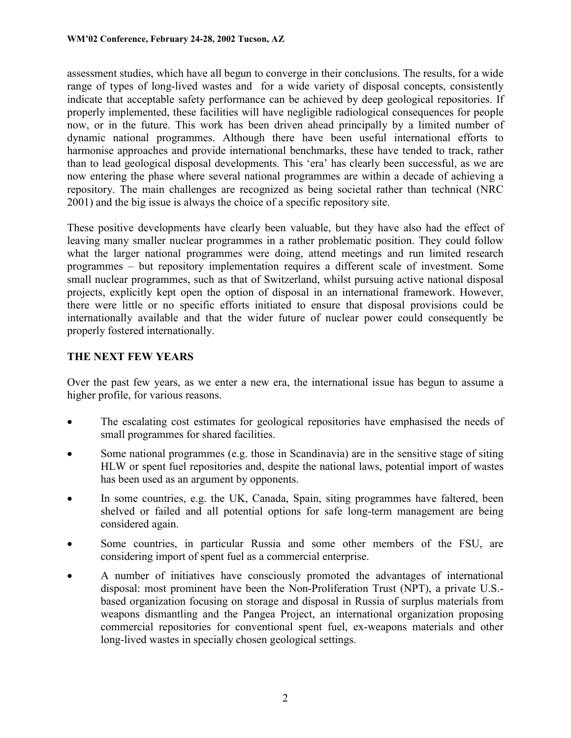assessment studies, which have all begun to converge in their conclusions. The results, for a wide range of types of long-lived wastes and for a wide variety of disposal concepts, consistently indicate that acceptable safety performance can be achieved by deep geological repositories. If properly implemented, these facilities will have negligible radiological consequences for people now, or in the future. This work has been driven ahead principally by a limited number of dynamic national programmes. Although there have been useful international efforts to harmonise approaches and provide international benchmarks, these have tended to track, rather than to lead geological disposal developments. This 'era' has clearly been successful, as we are now entering the phase where several national programmes are within a decade of achieving a repository. The main challenges are recognized as being societal rather than technical (NRC 2001) and the big issue is always the choice of a specific repository site.

These positive developments have clearly been valuable, but they have also had the effect of leaving many smaller nuclear programmes in a rather problematic position. They could follow what the larger national programmes were doing, attend meetings and run limited research programmes – but repository implementation requires a different scale of investment. Some small nuclear programmes, such as that of Switzerland, whilst pursuing active national disposal projects, explicitly kept open the option of disposal in an international framework. However, there were little or no specific efforts initiated to ensure that disposal provisions could be internationally available and that the wider future of nuclear power could consequently be properly fostered internationally.

## THE NEXT FEW YEARS

Over the past few years, as we enter a new era, the international issue has begun to assume a higher profile, for various reasons.

- The escalating cost estimates for geological repositories have emphasised the needs of small programmes for shared facilities.
- Some national programmes (e.g. those in Scandinavia) are in the sensitive stage of siting HLW or spent fuel repositories and, despite the national laws, potential import of wastes has been used as an argument by opponents.
- In some countries, e.g. the UK, Canada, Spain, siting programmes have faltered, been shelved or failed and all potential options for safe long-term management are being considered again.
- Some countries, in particular Russia and some other members of the FSU, are considering import of spent fuel as a commercial enterprise.
- A number of initiatives have consciously promoted the advantages of international disposal: most prominent have been the Non-Proliferation Trust (NPT), a private U.S.-based organization focusing on storage and disposal in Russia of surplus materials from weapons dismantling and the Pangea Project, an international organization proposing commercial repositories for conventional spent fuel, ex-weapons materials and other long-lived wastes in specially chosen geological settings.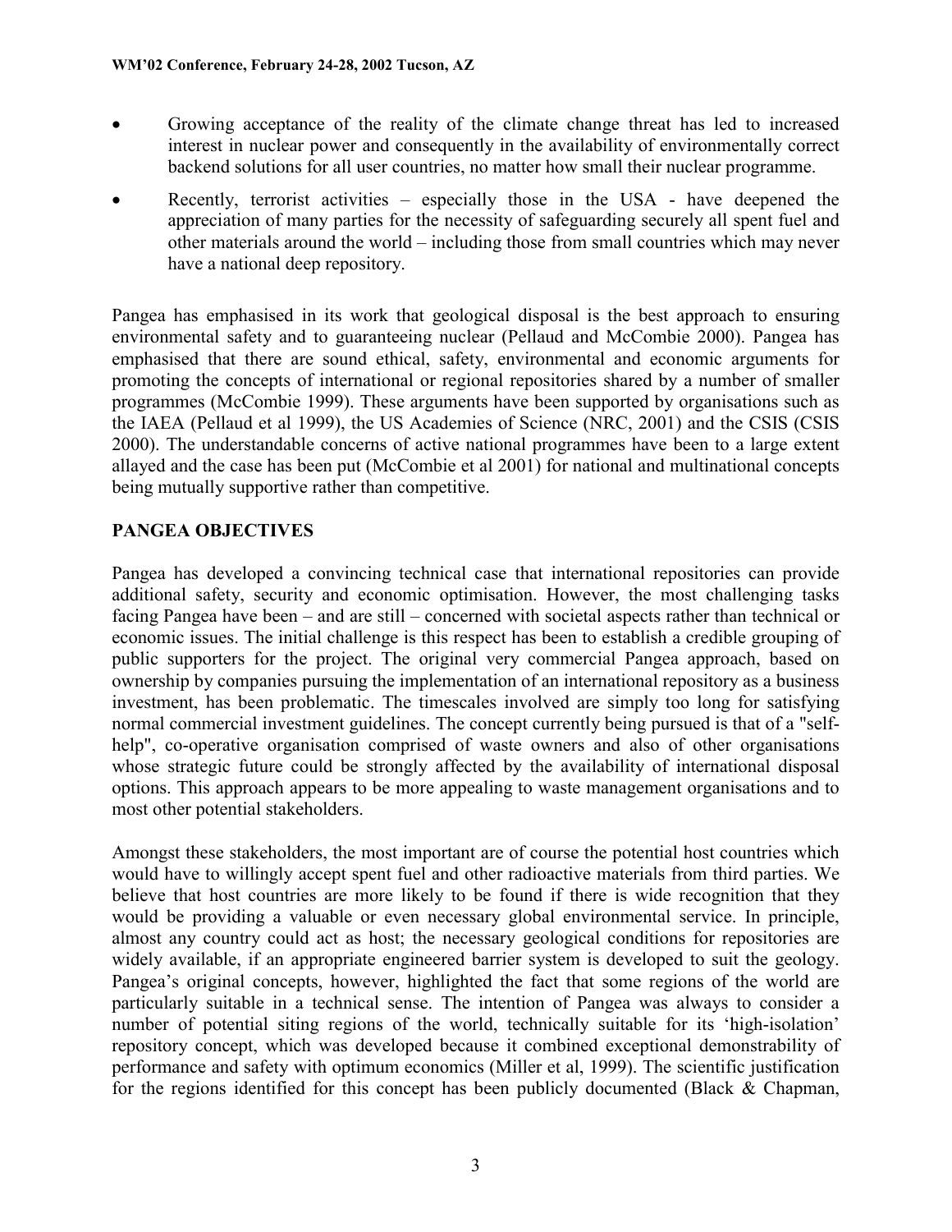- Growing acceptance of the reality of the climate change threat has led to increased interest in nuclear power and consequently in the availability of environmentally correct backend solutions for all user countries, no matter how small their nuclear programme.
- Recently, terrorist activities – especially those in the USA - have deepened the appreciation of many parties for the necessity of safeguarding securely all spent fuel and other materials around the world – including those from small countries which may never have a national deep repository.

Pangea has emphasised in its work that geological disposal is the best approach to ensuring environmental safety and to guaranteeing nuclear (Pellaud and McCombie 2000). Pangea has emphasised that there are sound ethical, safety, environmental and economic arguments for promoting the concepts of international or regional repositories shared by a number of smaller programmes (McCombie 1999). These arguments have been supported by organisations such as the IAEA (Pellaud et al 1999), the US Academies of Science (NRC, 2001) and the CSIS (CSIS 2000). The understandable concerns of active national programmes have been to a large extent allayed and the case has been put (McCombie et al 2001) for national and multinational concepts being mutually supportive rather than competitive.

## PANGEA OBJECTIVES

Pangea has developed a convincing technical case that international repositories can provide additional safety, security and economic optimisation. However, the most challenging tasks facing Pangea have been – and are still – concerned with societal aspects rather than technical or economic issues. The initial challenge is this respect has been to establish a credible grouping of public supporters for the project. The original very commercial Pangea approach, based on ownership by companies pursuing the implementation of an international repository as a business investment, has been problematic. The timescales involved are simply too long for satisfying normal commercial investment guidelines. The concept currently being pursued is that of a "self-help", co-operative organisation comprised of waste owners and also of other organisations whose strategic future could be strongly affected by the availability of international disposal options. This approach appears to be more appealing to waste management organisations and to most other potential stakeholders.

Amongst these stakeholders, the most important are of course the potential host countries which would have to willingly accept spent fuel and other radioactive materials from third parties. We believe that host countries are more likely to be found if there is wide recognition that they would be providing a valuable or even necessary global environmental service. In principle, almost any country could act as host; the necessary geological conditions for repositories are widely available, if an appropriate engineered barrier system is developed to suit the geology. Pangea's original concepts, however, highlighted the fact that some regions of the world are particularly suitable in a technical sense. The intention of Pangea was always to consider a number of potential siting regions of the world, technically suitable for its 'high-isolation' repository concept, which was developed because it combined exceptional demonstrability of performance and safety with optimum economics (Miller et al, 1999). The scientific justification for the regions identified for this concept has been publicly documented (Black & Chapman,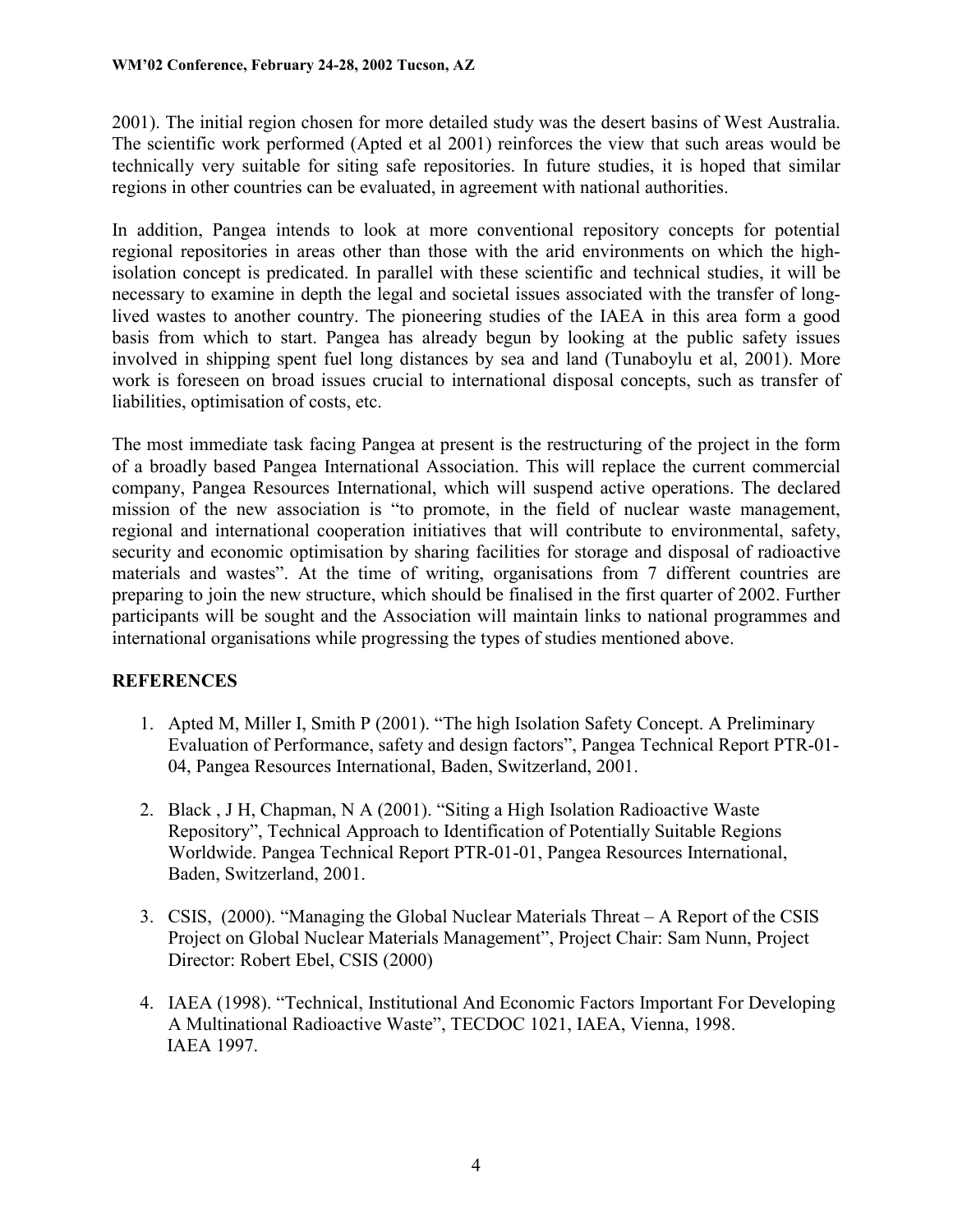2001). The initial region chosen for more detailed study was the desert basins of West Australia. The scientific work performed (Apted et al 2001) reinforces the view that such areas would be technically very suitable for siting safe repositories. In future studies, it is hoped that similar regions in other countries can be evaluated, in agreement with national authorities.

In addition, Pangea intends to look at more conventional repository concepts for potential regional repositories in areas other than those with the arid environments on which the high-isolation concept is predicated. In parallel with these scientific and technical studies, it will be necessary to examine in depth the legal and societal issues associated with the transfer of long-lived wastes to another country. The pioneering studies of the IAEA in this area form a good basis from which to start. Pangea has already begun by looking at the public safety issues involved in shipping spent fuel long distances by sea and land (Tunaboylu et al, 2001). More work is foreseen on broad issues crucial to international disposal concepts, such as transfer of liabilities, optimisation of costs, etc.

The most immediate task facing Pangea at present is the restructuring of the project in the form of a broadly based Pangea International Association. This will replace the current commercial company, Pangea Resources International, which will suspend active operations. The declared mission of the new association is "to promote, in the field of nuclear waste management, regional and international cooperation initiatives that will contribute to environmental, safety, security and economic optimisation by sharing facilities for storage and disposal of radioactive materials and wastes". At the time of writing, organisations from 7 different countries are preparing to join the new structure, which should be finalised in the first quarter of 2002. Further participants will be sought and the Association will maintain links to national programmes and international organisations while progressing the types of studies mentioned above.

## REFERENCES

1. Apted M, Miller I, Smith P (2001). "The high Isolation Safety Concept. A Preliminary Evaluation of Performance, safety and design factors", Pangea Technical Report PTR-01-04, Pangea Resources International, Baden, Switzerland, 2001.

2. Black , J H, Chapman, N A (2001). "Siting a High Isolation Radioactive Waste Repository", Technical Approach to Identification of Potentially Suitable Regions Worldwide. Pangea Technical Report PTR-01-01, Pangea Resources International, Baden, Switzerland, 2001.

3. CSIS, (2000). "Managing the Global Nuclear Materials Threat – A Report of the CSIS Project on Global Nuclear Materials Management", Project Chair: Sam Nunn, Project Director: Robert Ebel, CSIS (2000)

4. IAEA (1998). "Technical, Institutional And Economic Factors Important For Developing A Multinational Radioactive Waste", TECDOC 1021, IAEA, Vienna, 1998.
   IAEA 1997.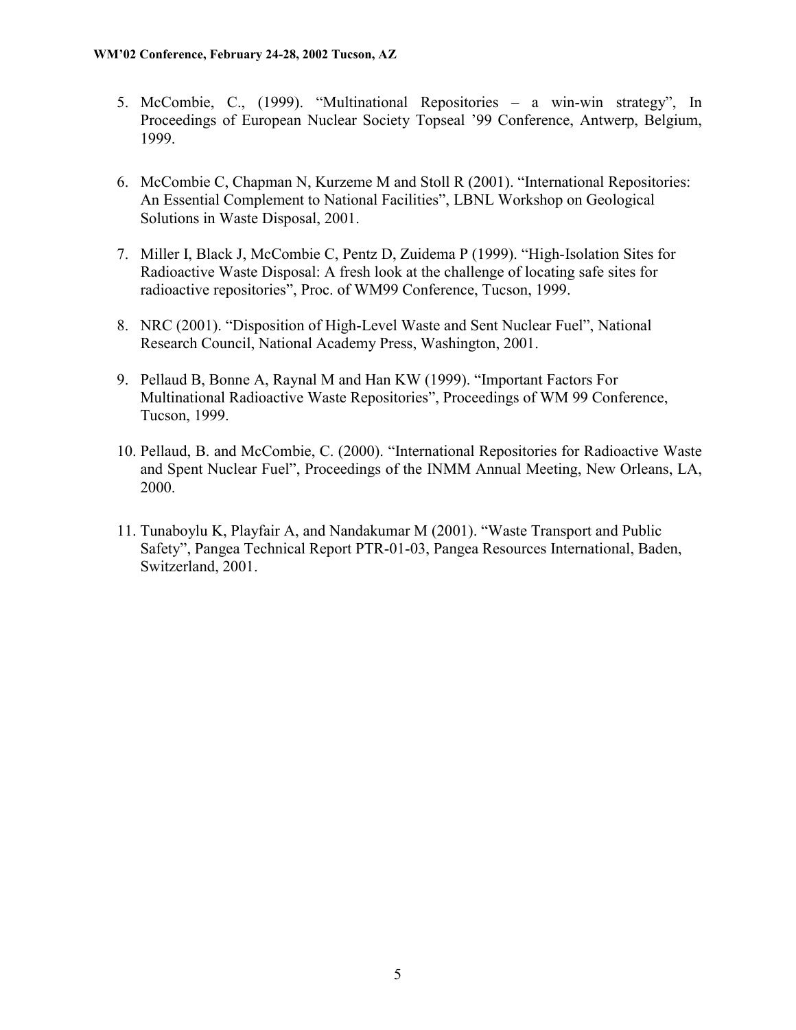5. McCombie, C., (1999). "Multinational Repositories – a win-win strategy", In Proceedings of European Nuclear Society Topseal '99 Conference, Antwerp, Belgium, 1999.

6. McCombie C, Chapman N, Kurzeme M and Stoll R (2001). "International Repositories: An Essential Complement to National Facilities", LBNL Workshop on Geological Solutions in Waste Disposal, 2001.

7. Miller I, Black J, McCombie C, Pentz D, Zuidema P (1999). "High-Isolation Sites for Radioactive Waste Disposal: A fresh look at the challenge of locating safe sites for radioactive repositories", Proc. of WM99 Conference, Tucson, 1999.

8. NRC (2001). "Disposition of High-Level Waste and Sent Nuclear Fuel", National Research Council, National Academy Press, Washington, 2001.

9. Pellaud B, Bonne A, Raynal M and Han KW (1999). "Important Factors For Multinational Radioactive Waste Repositories", Proceedings of WM 99 Conference, Tucson, 1999.

10. Pellaud, B. and McCombie, C. (2000). "International Repositories for Radioactive Waste and Spent Nuclear Fuel", Proceedings of the INMM Annual Meeting, New Orleans, LA, 2000.

11. Tunaboylu K, Playfair A, and Nandakumar M (2001). "Waste Transport and Public Safety", Pangea Technical Report PTR-01-03, Pangea Resources International, Baden, Switzerland, 2001.